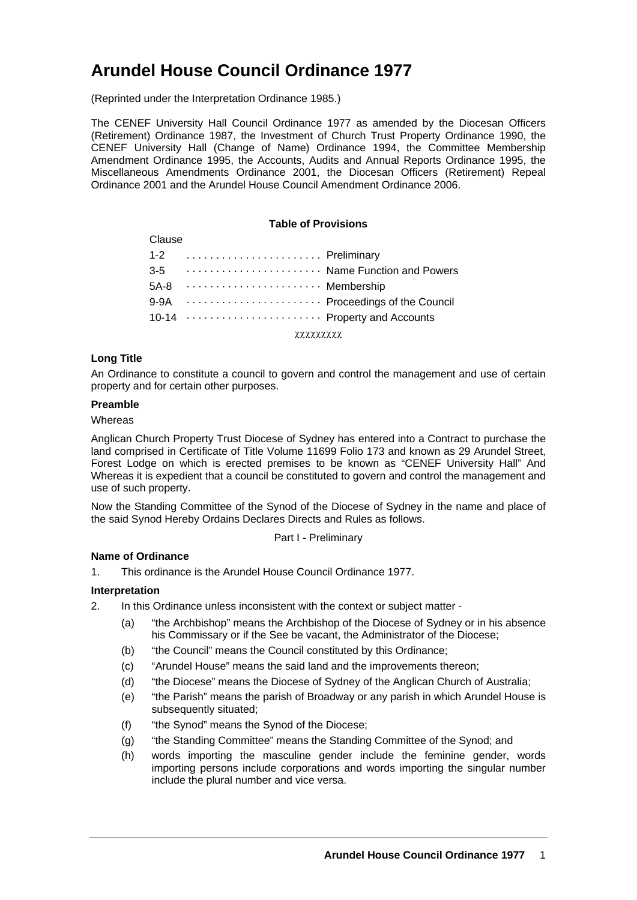# Arundel House Council Ordinance 1977

(Reprinted under the Interpretation Ordinance 1985.)

The CENEF University Hall Council Ordinance 1977 as amended by the Diocesan Officers (Retirement) Ordinance 1987, the Investment of Church Trust Property Ordinance 1990, the CENEF University Hall (Change of Name) Ordinance 1994, the Committee Membership Amendment Ordinance 1995, the Accounts, Audits and Annual Reports Ordinance 1995, the Miscellaneous Amendments Ordinance 2001, the Diocesan Officers (Retirement) Repeal Ordinance 2001 and the Arundel House Council Amendment Ordinance 2006.

**Table of Provisions**

| Clause | |
|---|---|
| 1-2 | Preliminary |
| 3-5 | Name Function and Powers |
| 5A-8 | Membership |
| 9-9A | Proceedings of the Council |
| 10-14 | Property and Accounts |

χχχχχχχχχ

### Long Title

An Ordinance to constitute a council to govern and control the management and use of certain property and for certain other purposes.

### Preamble

Whereas

Anglican Church Property Trust Diocese of Sydney has entered into a Contract to purchase the land comprised in Certificate of Title Volume 11699 Folio 173 and known as 29 Arundel Street, Forest Lodge on which is erected premises to be known as "CENEF University Hall" And Whereas it is expedient that a council be constituted to govern and control the management and use of such property.

Now the Standing Committee of the Synod of the Diocese of Sydney in the name and place of the said Synod Hereby Ordains Declares Directs and Rules as follows.

Part I - Preliminary

### Name of Ordinance

1. This ordinance is the Arundel House Council Ordinance 1977.

### Interpretation

2. In this Ordinance unless inconsistent with the context or subject matter -
   (a) "the Archbishop" means the Archbishop of the Diocese of Sydney or in his absence his Commissary or if the See be vacant, the Administrator of the Diocese;
   (b) "the Council" means the Council constituted by this Ordinance;
   (c) "Arundel House" means the said land and the improvements thereon;
   (d) "the Diocese" means the Diocese of Sydney of the Anglican Church of Australia;
   (e) "the Parish" means the parish of Broadway or any parish in which Arundel House is subsequently situated;
   (f) "the Synod" means the Synod of the Diocese;
   (g) "the Standing Committee" means the Standing Committee of the Synod; and
   (h) words importing the masculine gender include the feminine gender, words importing persons include corporations and words importing the singular number include the plural number and vice versa.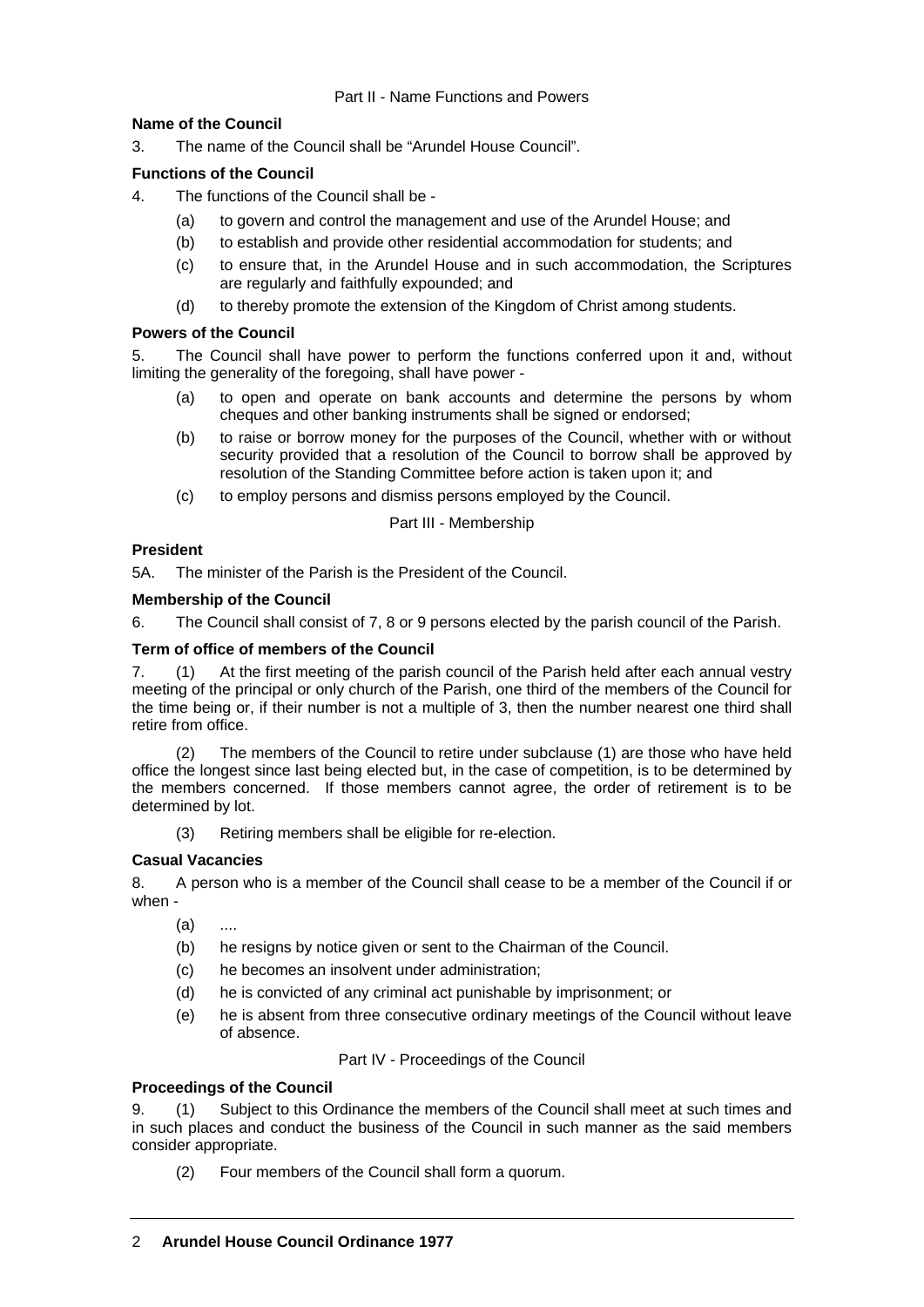Part II - Name Functions and Powers

**Name of the Council**

3. The name of the Council shall be "Arundel House Council".

**Functions of the Council**

4. The functions of the Council shall be -

   (a) to govern and control the management and use of the Arundel House; and

   (b) to establish and provide other residential accommodation for students; and

   (c) to ensure that, in the Arundel House and in such accommodation, the Scriptures are regularly and faithfully expounded; and

   (d) to thereby promote the extension of the Kingdom of Christ among students.

**Powers of the Council**

5. The Council shall have power to perform the functions conferred upon it and, without limiting the generality of the foregoing, shall have power -

   (a) to open and operate on bank accounts and determine the persons by whom cheques and other banking instruments shall be signed or endorsed;

   (b) to raise or borrow money for the purposes of the Council, whether with or without security provided that a resolution of the Council to borrow shall be approved by resolution of the Standing Committee before action is taken upon it; and

   (c) to employ persons and dismiss persons employed by the Council.

Part III - Membership

**President**

5A. The minister of the Parish is the President of the Council.

**Membership of the Council**

6. The Council shall consist of 7, 8 or 9 persons elected by the parish council of the Parish.

**Term of office of members of the Council**

7. (1) At the first meeting of the parish council of the Parish held after each annual vestry meeting of the principal or only church of the Parish, one third of the members of the Council for the time being or, if their number is not a multiple of 3, then the number nearest one third shall retire from office.

(2) The members of the Council to retire under subclause (1) are those who have held office the longest since last being elected but, in the case of competition, is to be determined by the members concerned. If those members cannot agree, the order of retirement is to be determined by lot.

(3) Retiring members shall be eligible for re-election.

**Casual Vacancies**

8. A person who is a member of the Council shall cease to be a member of the Council if or when -

   (a) ....

   (b) he resigns by notice given or sent to the Chairman of the Council.

   (c) he becomes an insolvent under administration;

   (d) he is convicted of any criminal act punishable by imprisonment; or

   (e) he is absent from three consecutive ordinary meetings of the Council without leave of absence.

Part IV - Proceedings of the Council

**Proceedings of the Council**

9. (1) Subject to this Ordinance the members of the Council shall meet at such times and in such places and conduct the business of the Council in such manner as the said members consider appropriate.

(2) Four members of the Council shall form a quorum.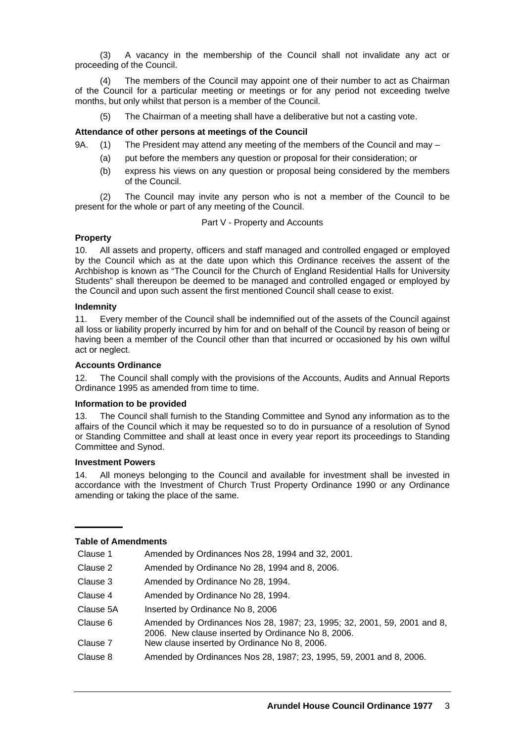(3) A vacancy in the membership of the Council shall not invalidate any act or proceeding of the Council.

(4) The members of the Council may appoint one of their number to act as Chairman of the Council for a particular meeting or meetings or for any period not exceeding twelve months, but only whilst that person is a member of the Council.

(5) The Chairman of a meeting shall have a deliberative but not a casting vote.

**Attendance of other persons at meetings of the Council**

9A. (1) The President may attend any meeting of the members of the Council and may –

(a) put before the members any question or proposal for their consideration; or

(b) express his views on any question or proposal being considered by the members of the Council.

(2) The Council may invite any person who is not a member of the Council to be present for the whole or part of any meeting of the Council.

Part V - Property and Accounts

**Property**

10. All assets and property, officers and staff managed and controlled engaged or employed by the Council which as at the date upon which this Ordinance receives the assent of the Archbishop is known as "The Council for the Church of England Residential Halls for University Students" shall thereupon be deemed to be managed and controlled engaged or employed by the Council and upon such assent the first mentioned Council shall cease to exist.

**Indemnity**

11. Every member of the Council shall be indemnified out of the assets of the Council against all loss or liability properly incurred by him for and on behalf of the Council by reason of being or having been a member of the Council other than that incurred or occasioned by his own wilful act or neglect.

**Accounts Ordinance**

12. The Council shall comply with the provisions of the Accounts, Audits and Annual Reports Ordinance 1995 as amended from time to time.

**Information to be provided**

13. The Council shall furnish to the Standing Committee and Synod any information as to the affairs of the Council which it may be requested so to do in pursuance of a resolution of Synod or Standing Committee and shall at least once in every year report its proceedings to Standing Committee and Synod.

**Investment Powers**

14. All moneys belonging to the Council and available for investment shall be invested in accordance with the Investment of Church Trust Property Ordinance 1990 or any Ordinance amending or taking the place of the same.

---

**Table of Amendments**

| | |
|---|---|
| Clause 1 | Amended by Ordinances Nos 28, 1994 and 32, 2001. |
| Clause 2 | Amended by Ordinance No 28, 1994 and 8, 2006. |
| Clause 3 | Amended by Ordinance No 28, 1994. |
| Clause 4 | Amended by Ordinance No 28, 1994. |
| Clause 5A | Inserted by Ordinance No 8, 2006 |
| Clause 6 | Amended by Ordinances Nos 28, 1987; 23, 1995; 32, 2001, 59, 2001 and 8, 2006. New clause inserted by Ordinance No 8, 2006. |
| Clause 7 | New clause inserted by Ordinance No 8, 2006. |
| Clause 8 | Amended by Ordinances Nos 28, 1987; 23, 1995, 59, 2001 and 8, 2006. |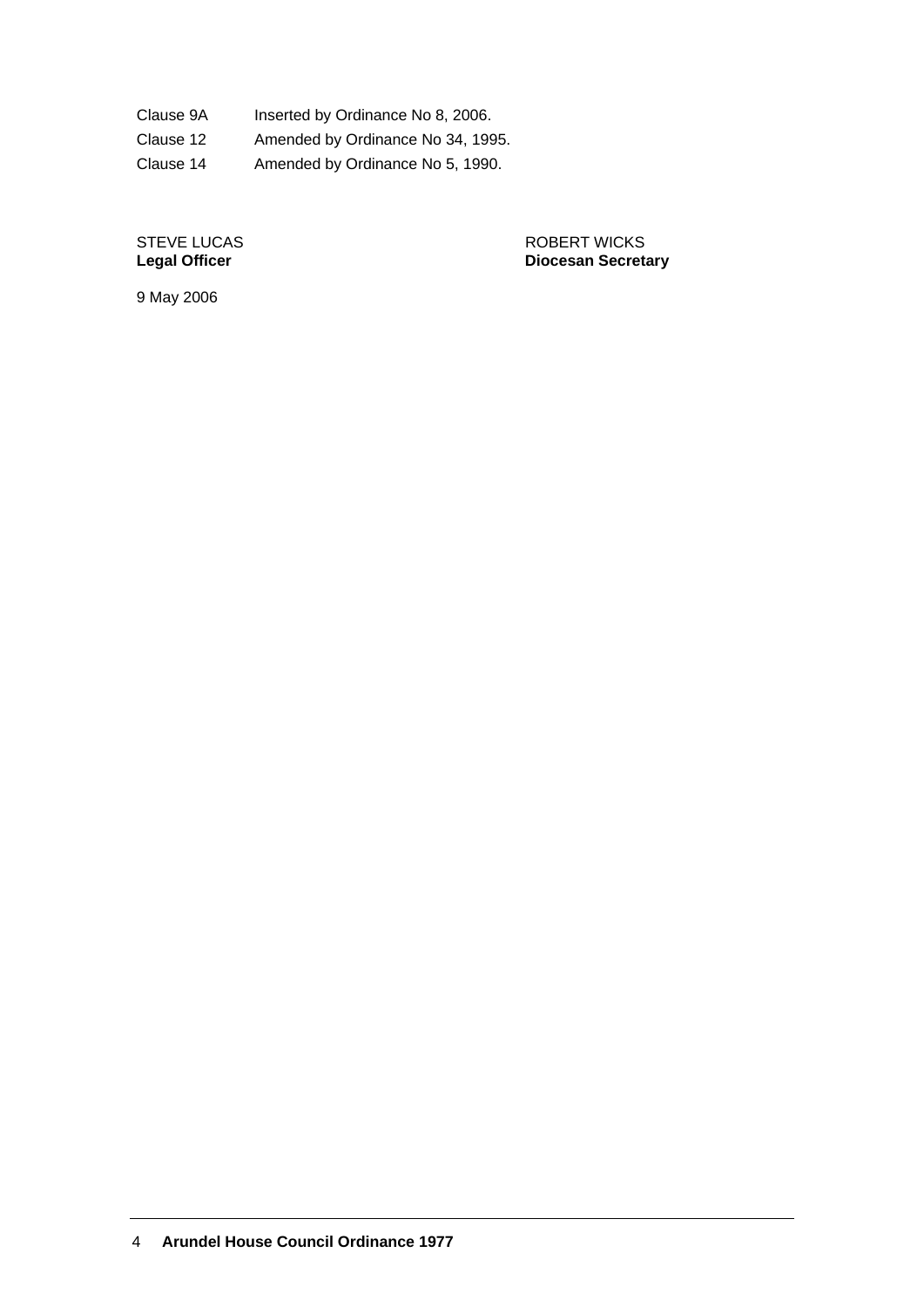| | |
|---|---|
| Clause 9A | Inserted by Ordinance No 8, 2006. |
| Clause 12 | Amended by Ordinance No 34, 1995. |
| Clause 14 | Amended by Ordinance No 5, 1990. |

STEVE LUCAS
**Legal Officer**

ROBERT WICKS
**Diocesan Secretary**

9 May 2006